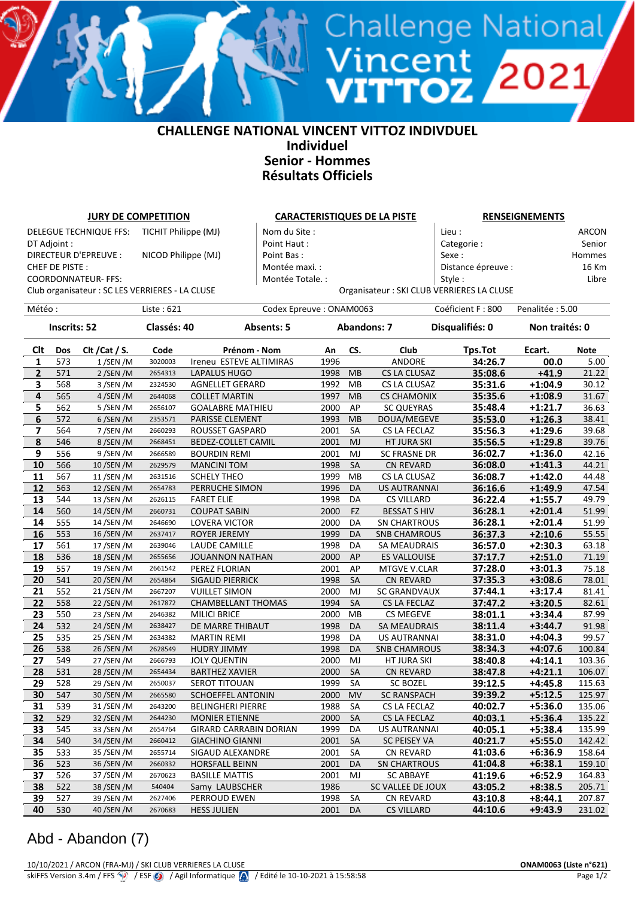# CHALLENGE NATIONAL VINCENT VITTOZ INDIVDUEL

## Individuel

## Senior - Hommes

## Résultats Officiels

**JURY DE COMPETITION**

DELEGUE TECHNIQUE FFS: TICHIT Philippe (MJ)
DT Adjoint :
DIRECTEUR D'EPREUVE : NICOD Philippe (MJ)
CHEF DE PISTE :
COORDONNATEUR- FFS:
Club organisateur : SC LES VERRIERES - LA CLUSE

**CARACTERISTIQUES DE LA PISTE**

Nom du Site :
Point Haut :
Point Bas :
Montée maxi. :
Montée Totale. :

**RENSEIGNEMENTS**

Lieu : ARCON
Categorie : Senior
Sexe : Hommes
Distance épreuve : 16 Km
Style : Libre

Organisateur : SKI CLUB VERRIERES LA CLUSE

Météo : Liste : 621 Codex Epreuve : ONAM0063 Coéficient F : 800 Penalitée : 5.00

**Inscrits: 52** **Classés: 40** **Absents: 5** **Abandons: 7** **Disqualifiés: 0** **Non traités: 0**

| Clt | Dos | Clt /Cat / S. | Code | Prénom - Nom | An | CS. | Club | Tps.Tot | Ecart. | Note |
|---|---|---|---|---|---|---|---|---|---|---|
| 1 | 573 | 1 /SEN /M | 3020003 | Ireneu ESTEVE ALTIMIRAS | 1996 | | ANDORE | 34:26.7 | 00.0 | 5.00 |
| 2 | 571 | 2 /SEN /M | 2654313 | LAPALUS HUGO | 1998 | MB | CS LA CLUSAZ | 35:08.6 | +41.9 | 21.22 |
| 3 | 568 | 3 /SEN /M | 2324530 | AGNELLET GERARD | 1992 | MB | CS LA CLUSAZ | 35:31.6 | +1:04.9 | 30.12 |
| 4 | 565 | 4 /SEN /M | 2644068 | COLLET MARTIN | 1997 | MB | CS CHAMONIX | 35:35.6 | +1:08.9 | 31.67 |
| 5 | 562 | 5 /SEN /M | 2656107 | GOALABRE MATHIEU | 2000 | AP | SC QUEYRAS | 35:48.4 | +1:21.7 | 36.63 |
| 6 | 572 | 6 /SEN /M | 2353571 | PARISSE CLEMENT | 1993 | MB | DOUA/MEGEVE | 35:53.0 | +1:26.3 | 38.41 |
| 7 | 564 | 7 /SEN /M | 2660293 | ROUSSET GASPARD | 2001 | SA | CS LA FECLAZ | 35:56.3 | +1:29.6 | 39.68 |
| 8 | 546 | 8 /SEN /M | 2668451 | BEDEZ-COLLET CAMIL | 2001 | MJ | HT JURA SKI | 35:56.5 | +1:29.8 | 39.76 |
| 9 | 556 | 9 /SEN /M | 2666589 | BOURDIN REMI | 2001 | MJ | SC FRASNE DR | 36:02.7 | +1:36.0 | 42.16 |
| 10 | 566 | 10 /SEN /M | 2629579 | MANCINI TOM | 1998 | SA | CN REVARD | 36:08.0 | +1:41.3 | 44.21 |
| 11 | 567 | 11 /SEN /M | 2631516 | SCHELY THEO | 1999 | MB | CS LA CLUSAZ | 36:08.7 | +1:42.0 | 44.48 |
| 12 | 563 | 12 /SEN /M | 2654783 | PERRUCHE SIMON | 1996 | DA | US AUTRANNAI | 36:16.6 | +1:49.9 | 47.54 |
| 13 | 544 | 13 /SEN /M | 2626115 | FARET ELIE | 1998 | DA | CS VILLARD | 36:22.4 | +1:55.7 | 49.79 |
| 14 | 560 | 14 /SEN /M | 2660731 | COUPAT SABIN | 2000 | FZ | BESSAT S HIV | 36:28.1 | +2:01.4 | 51.99 |
| 14 | 555 | 14 /SEN /M | 2646690 | LOVERA VICTOR | 2000 | DA | SN CHARTROUS | 36:28.1 | +2:01.4 | 51.99 |
| 16 | 553 | 16 /SEN /M | 2637417 | ROYER JEREMY | 1999 | DA | SNB CHAMROUS | 36:37.3 | +2:10.6 | 55.55 |
| 17 | 561 | 17 /SEN /M | 2639046 | LAUDE CAMILLE | 1998 | DA | SA MEAUDRAIS | 36:57.0 | +2:30.3 | 63.18 |
| 18 | 536 | 18 /SEN /M | 2655656 | JOUANNON NATHAN | 2000 | AP | ES VALLOUISE | 37:17.7 | +2:51.0 | 71.19 |
| 19 | 557 | 19 /SEN /M | 2661542 | PEREZ FLORIAN | 2001 | AP | MTGVE V.CLAR | 37:28.0 | +3:01.3 | 75.18 |
| 20 | 541 | 20 /SEN /M | 2654864 | SIGAUD PIERRICK | 1998 | SA | CN REVARD | 37:35.3 | +3:08.6 | 78.01 |
| 21 | 552 | 21 /SEN /M | 2667207 | VUILLET SIMON | 2000 | MJ | SC GRANDVAUX | 37:44.1 | +3:17.4 | 81.41 |
| 22 | 558 | 22 /SEN /M | 2617872 | CHAMBELLANT THOMAS | 1994 | SA | CS LA FECLAZ | 37:47.2 | +3:20.5 | 82.61 |
| 23 | 550 | 23 /SEN /M | 2646382 | MILICI BRICE | 2000 | MB | CS MEGEVE | 38:01.1 | +3:34.4 | 87.99 |
| 24 | 532 | 24 /SEN /M | 2638427 | DE MARRE THIBAUT | 1998 | DA | SA MEAUDRAIS | 38:11.4 | +3:44.7 | 91.98 |
| 25 | 535 | 25 /SEN /M | 2634382 | MARTIN REMI | 1998 | DA | US AUTRANNAI | 38:31.0 | +4:04.3 | 99.57 |
| 26 | 538 | 26 /SEN /M | 2628549 | HUDRY JIMMY | 1998 | DA | SNB CHAMROUS | 38:34.3 | +4:07.6 | 100.84 |
| 27 | 549 | 27 /SEN /M | 2666793 | JOLY QUENTIN | 2000 | MJ | HT JURA SKI | 38:40.8 | +4:14.1 | 103.36 |
| 28 | 531 | 28 /SEN /M | 2654434 | BARTHEZ XAVIER | 2000 | SA | CN REVARD | 38:47.8 | +4:21.1 | 106.07 |
| 29 | 528 | 29 /SEN /M | 2650037 | SEROT TITOUAN | 1999 | SA | SC BOZEL | 39:12.5 | +4:45.8 | 115.63 |
| 30 | 547 | 30 /SEN /M | 2665580 | SCHOEFFEL ANTONIN | 2000 | MV | SC RANSPACH | 39:39.2 | +5:12.5 | 125.97 |
| 31 | 539 | 31 /SEN /M | 2643200 | BELINGHERI PIERRE | 1988 | SA | CS LA FECLAZ | 40:02.7 | +5:36.0 | 135.06 |
| 32 | 529 | 32 /SEN /M | 2644230 | MONIER ETIENNE | 2000 | SA | CS LA FECLAZ | 40:03.1 | +5:36.4 | 135.22 |
| 33 | 545 | 33 /SEN /M | 2654764 | GIRARD CARRABIN DORIAN | 1999 | DA | US AUTRANNAI | 40:05.1 | +5:38.4 | 135.99 |
| 34 | 540 | 34 /SEN /M | 2660412 | GIACHINO GIANNI | 2001 | SA | SC PEISEY VA | 40:21.7 | +5:55.0 | 142.42 |
| 35 | 533 | 35 /SEN /M | 2655714 | SIGAUD ALEXANDRE | 2001 | SA | CN REVARD | 41:03.6 | +6:36.9 | 158.64 |
| 36 | 523 | 36 /SEN /M | 2660332 | HORSFALL BEINN | 2001 | DA | SN CHARTROUS | 41:04.8 | +6:38.1 | 159.10 |
| 37 | 526 | 37 /SEN /M | 2670623 | BASILLE MATTIS | 2001 | MJ | SC ABBAYE | 41:19.6 | +6:52.9 | 164.83 |
| 38 | 522 | 38 /SEN /M | 540404 | Samy LAUBSCHER | 1986 | | SC VALLEE DE JOUX | 43:05.2 | +8:38.5 | 205.71 |
| 39 | 527 | 39 /SEN /M | 2627406 | PERROUD EWEN | 1998 | SA | CN REVARD | 43:10.8 | +8:44.1 | 207.87 |
| 40 | 530 | 40 /SEN /M | 2670683 | HESS JULIEN | 2001 | DA | CS VILLARD | 44:10.6 | +9:43.9 | 231.02 |

## Abd - Abandon (7)

10/10/2021 / ARCON (FRA-MJ) / SKI CLUB VERRIERES LA CLUSE — **ONAM0063 (Liste n°621)**

skiFFS Version 3.4m / FFS / ESF / Agil Informatique / Edité le 10-10-2021 à 15:58:58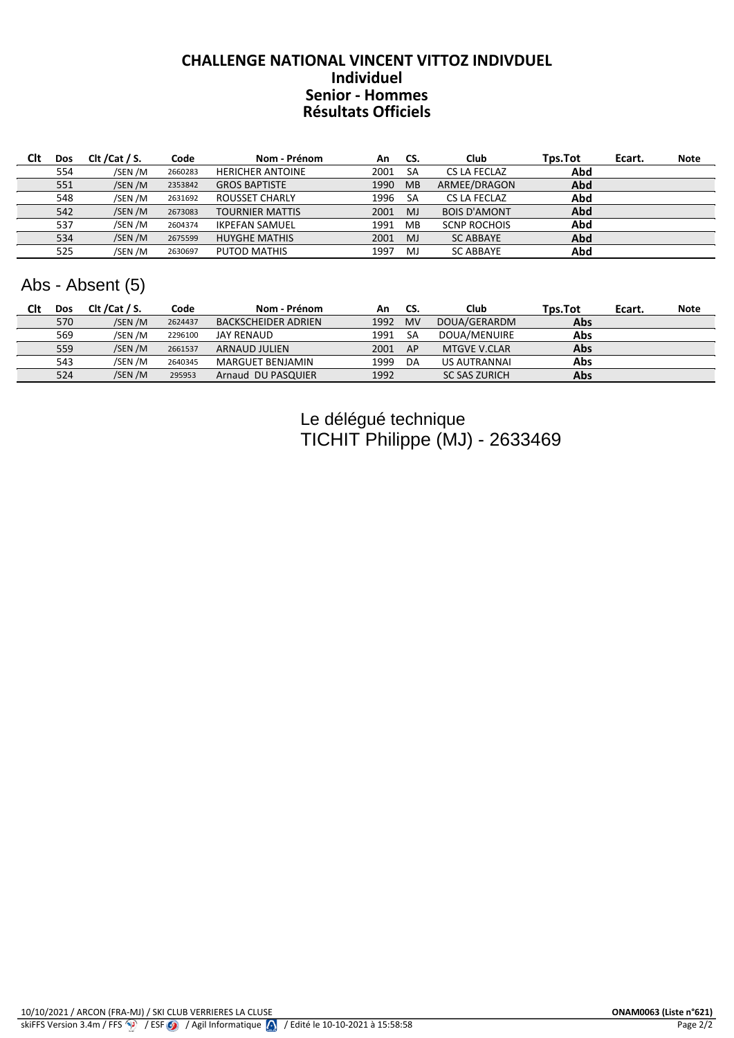# CHALLENGE NATIONAL VINCENT VITTOZ INDIVDUEL
## Individuel
## Senior - Hommes
## Résultats Officiels

| Clt | Dos | Clt /Cat / S. | Code | Nom - Prénom | An | CS. | Club | Tps.Tot | Ecart. | Note |
|---|---|---|---|---|---|---|---|---|---|---|
| | 554 | /SEN /M | 2660283 | HERICHER ANTOINE | 2001 | SA | CS LA FECLAZ | **Abd** | | |
| | 551 | /SEN /M | 2353842 | GROS BAPTISTE | 1990 | MB | ARMEE/DRAGON | **Abd** | | |
| | 548 | /SEN /M | 2631692 | ROUSSET CHARLY | 1996 | SA | CS LA FECLAZ | **Abd** | | |
| | 542 | /SEN /M | 2673083 | TOURNIER MATTIS | 2001 | MJ | BOIS D'AMONT | **Abd** | | |
| | 537 | /SEN /M | 2604374 | IKPEFAN SAMUEL | 1991 | MB | SCNP ROCHOIS | **Abd** | | |
| | 534 | /SEN /M | 2675599 | HUYGHE MATHIS | 2001 | MJ | SC ABBAYE | **Abd** | | |
| | 525 | /SEN /M | 2630697 | PUTOD MATHIS | 1997 | MJ | SC ABBAYE | **Abd** | | |

## Abs - Absent (5)

| Clt | Dos | Clt /Cat / S. | Code | Nom - Prénom | An | CS. | Club | Tps.Tot | Ecart. | Note |
|---|---|---|---|---|---|---|---|---|---|---|
| | 570 | /SEN /M | 2624437 | BACKSCHEIDER ADRIEN | 1992 | MV | DOUA/GERARDM | **Abs** | | |
| | 569 | /SEN /M | 2296100 | JAY RENAUD | 1991 | SA | DOUA/MENUIRE | **Abs** | | |
| | 559 | /SEN /M | 2661537 | ARNAUD JULIEN | 2001 | AP | MTGVE V.CLAR | **Abs** | | |
| | 543 | /SEN /M | 2640345 | MARGUET BENJAMIN | 1999 | DA | US AUTRANNAI | **Abs** | | |
| | 524 | /SEN /M | 295953 | Arnaud DU PASQUIER | 1992 | | SC SAS ZURICH | **Abs** | | |

Le délégué technique
TICHIT Philippe (MJ) - 2633469

10/10/2021 / ARCON (FRA-MJ) / SKI CLUB VERRIERES LA CLUSE — **ONAM0063 (Liste n°621)**

skiFFS Version 3.4m / FFS / ESF / Agil Informatique / Edité le 10-10-2021 à 15:58:58